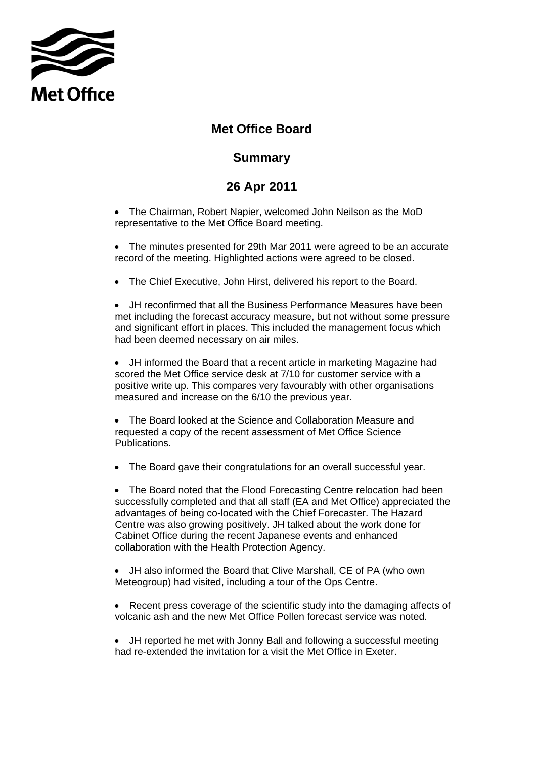Met Office

# Met Office Board

## Summary

## 26 Apr 2011

- The Chairman, Robert Napier, welcomed John Neilson as the MoD representative to the Met Office Board meeting.

- The minutes presented for 29th Mar 2011 were agreed to be an accurate record of the meeting. Highlighted actions were agreed to be closed.

- The Chief Executive, John Hirst, delivered his report to the Board.

- JH reconfirmed that all the Business Performance Measures have been met including the forecast accuracy measure, but not without some pressure and significant effort in places. This included the management focus which had been deemed necessary on air miles.

- JH informed the Board that a recent article in marketing Magazine had scored the Met Office service desk at 7/10 for customer service with a positive write up. This compares very favourably with other organisations measured and increase on the 6/10 the previous year.

- The Board looked at the Science and Collaboration Measure and requested a copy of the recent assessment of Met Office Science Publications.

- The Board gave their congratulations for an overall successful year.

- The Board noted that the Flood Forecasting Centre relocation had been successfully completed and that all staff (EA and Met Office) appreciated the advantages of being co-located with the Chief Forecaster. The Hazard Centre was also growing positively. JH talked about the work done for Cabinet Office during the recent Japanese events and enhanced collaboration with the Health Protection Agency.

- JH also informed the Board that Clive Marshall, CE of PA (who own Meteogroup) had visited, including a tour of the Ops Centre.

- Recent press coverage of the scientific study into the damaging affects of volcanic ash and the new Met Office Pollen forecast service was noted.

- JH reported he met with Jonny Ball and following a successful meeting had re-extended the invitation for a visit the Met Office in Exeter.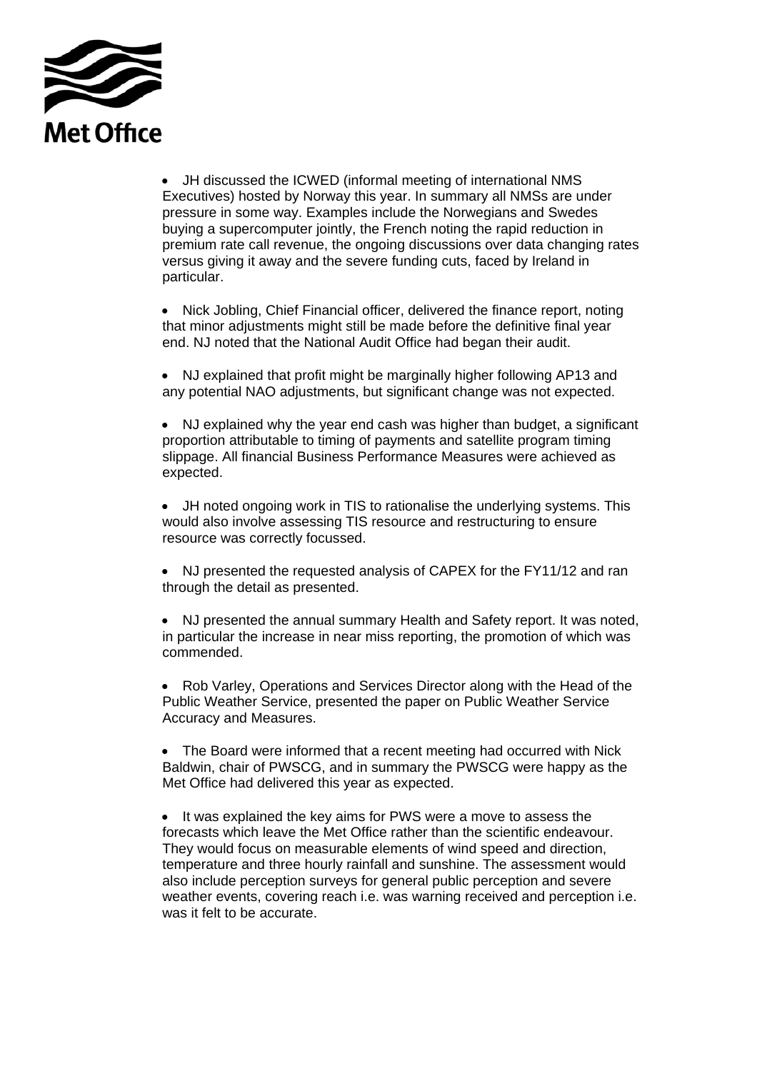- JH discussed the ICWED (informal meeting of international NMS Executives) hosted by Norway this year. In summary all NMSs are under pressure in some way. Examples include the Norwegians and Swedes buying a supercomputer jointly, the French noting the rapid reduction in premium rate call revenue, the ongoing discussions over data changing rates versus giving it away and the severe funding cuts, faced by Ireland in particular.

- Nick Jobling, Chief Financial officer, delivered the finance report, noting that minor adjustments might still be made before the definitive final year end. NJ noted that the National Audit Office had began their audit.

- NJ explained that profit might be marginally higher following AP13 and any potential NAO adjustments, but significant change was not expected.

- NJ explained why the year end cash was higher than budget, a significant proportion attributable to timing of payments and satellite program timing slippage. All financial Business Performance Measures were achieved as expected.

- JH noted ongoing work in TIS to rationalise the underlying systems. This would also involve assessing TIS resource and restructuring to ensure resource was correctly focussed.

- NJ presented the requested analysis of CAPEX for the FY11/12 and ran through the detail as presented.

- NJ presented the annual summary Health and Safety report. It was noted, in particular the increase in near miss reporting, the promotion of which was commended.

- Rob Varley, Operations and Services Director along with the Head of the Public Weather Service, presented the paper on Public Weather Service Accuracy and Measures.

- The Board were informed that a recent meeting had occurred with Nick Baldwin, chair of PWSCG, and in summary the PWSCG were happy as the Met Office had delivered this year as expected.

- It was explained the key aims for PWS were a move to assess the forecasts which leave the Met Office rather than the scientific endeavour. They would focus on measurable elements of wind speed and direction, temperature and three hourly rainfall and sunshine. The assessment would also include perception surveys for general public perception and severe weather events, covering reach i.e. was warning received and perception i.e. was it felt to be accurate.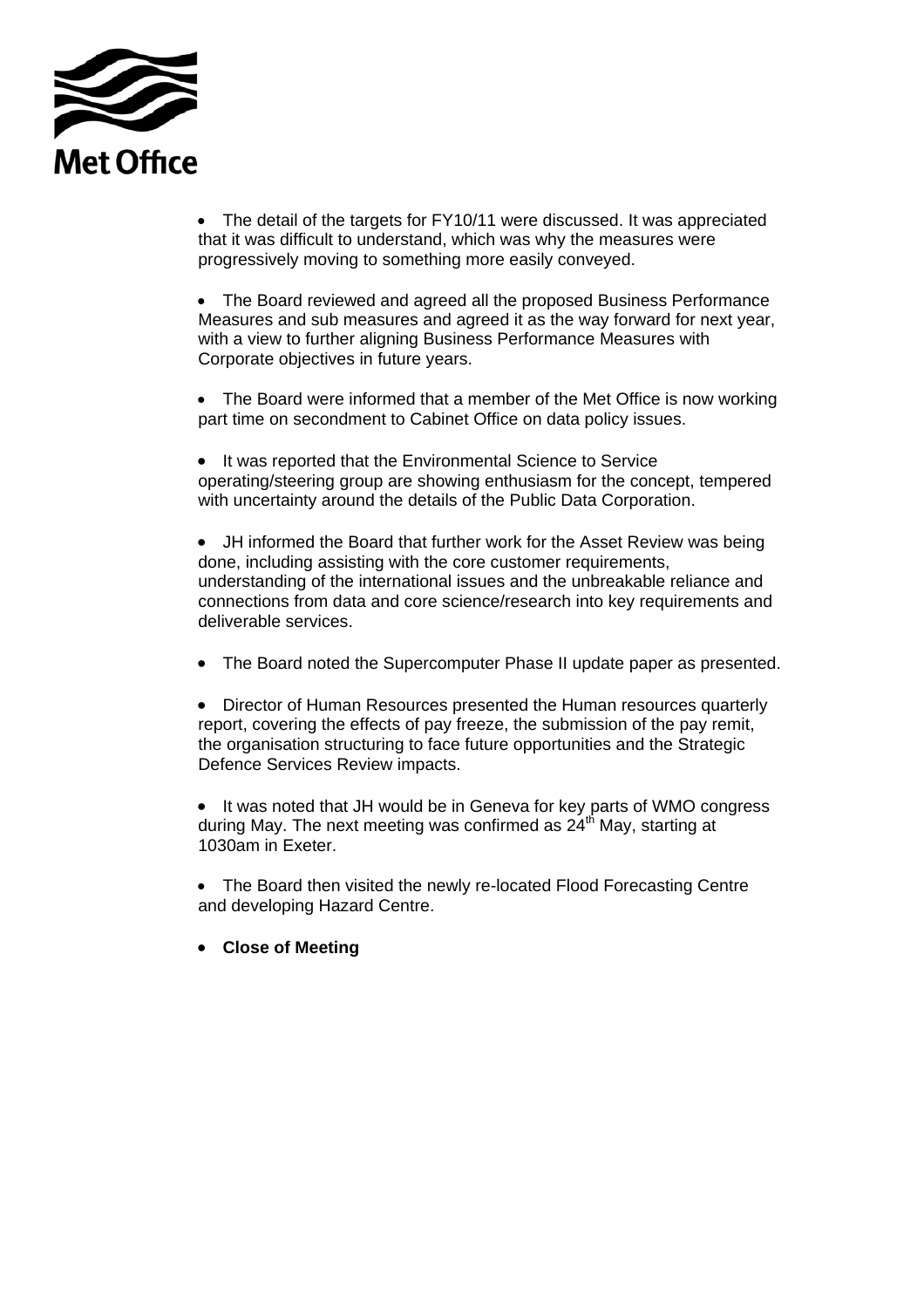- The detail of the targets for FY10/11 were discussed. It was appreciated that it was difficult to understand, which was why the measures were progressively moving to something more easily conveyed.

- The Board reviewed and agreed all the proposed Business Performance Measures and sub measures and agreed it as the way forward for next year, with a view to further aligning Business Performance Measures with Corporate objectives in future years.

- The Board were informed that a member of the Met Office is now working part time on secondment to Cabinet Office on data policy issues.

- It was reported that the Environmental Science to Service operating/steering group are showing enthusiasm for the concept, tempered with uncertainty around the details of the Public Data Corporation.

- JH informed the Board that further work for the Asset Review was being done, including assisting with the core customer requirements, understanding of the international issues and the unbreakable reliance and connections from data and core science/research into key requirements and deliverable services.

- The Board noted the Supercomputer Phase II update paper as presented.

- Director of Human Resources presented the Human resources quarterly report, covering the effects of pay freeze, the submission of the pay remit, the organisation structuring to face future opportunities and the Strategic Defence Services Review impacts.

- It was noted that JH would be in Geneva for key parts of WMO congress during May. The next meeting was confirmed as 24th May, starting at 1030am in Exeter.

- The Board then visited the newly re-located Flood Forecasting Centre and developing Hazard Centre.

- **Close of Meeting**